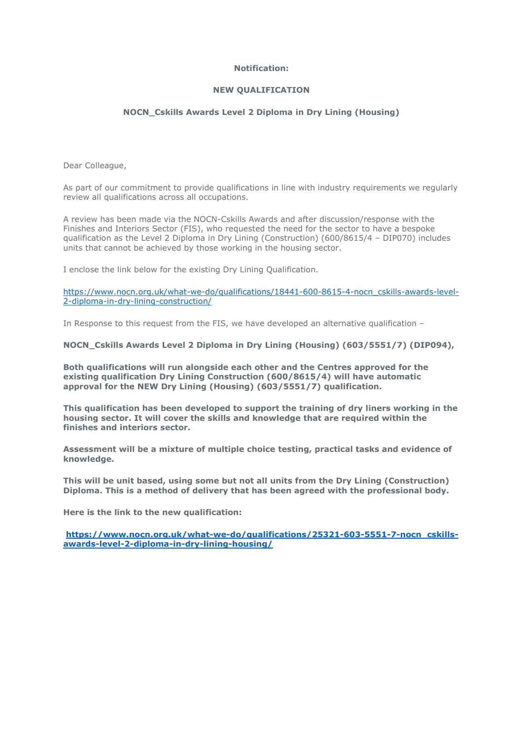**Notification:**

**NEW QUALIFICATION**

**NOCN_Cskills Awards Level 2 Diploma in Dry Lining (Housing)**

Dear Colleague,

As part of our commitment to provide qualifications in line with industry requirements we regularly review all qualifications across all occupations.

A review has been made via the NOCN-Cskills Awards and after discussion/response with the Finishes and Interiors Sector (FIS), who requested the need for the sector to have a bespoke qualification as the Level 2 Diploma in Dry Lining (Construction) (600/8615/4 – DIP070) includes units that cannot be achieved by those working in the housing sector.

I enclose the link below for the existing Dry Lining Qualification.

https://www.nocn.org.uk/what-we-do/qualifications/18441-600-8615-4-nocn_cskills-awards-level-2-diploma-in-dry-lining-construction/

In Response to this request from the FIS, we have developed an alternative qualification –

**NOCN_Cskills Awards Level 2 Diploma in Dry Lining (Housing) (603/5551/7) (DIP094),**

**Both qualifications will run alongside each other and the Centres approved for the existing qualification Dry Lining Construction (600/8615/4) will have automatic approval for the NEW Dry Lining (Housing) (603/5551/7) qualification.**

**This qualification has been developed to support the training of dry liners working in the housing sector. It will cover the skills and knowledge that are required within the finishes and interiors sector.**

**Assessment will be a mixture of multiple choice testing, practical tasks and evidence of knowledge.**

**This will be unit based, using some but not all units from the Dry Lining (Construction) Diploma. This is a method of delivery that has been agreed with the professional body.**

**Here is the link to the new qualification:**

**https://www.nocn.org.uk/what-we-do/qualifications/25321-603-5551-7-nocn_cskills-awards-level-2-diploma-in-dry-lining-housing/**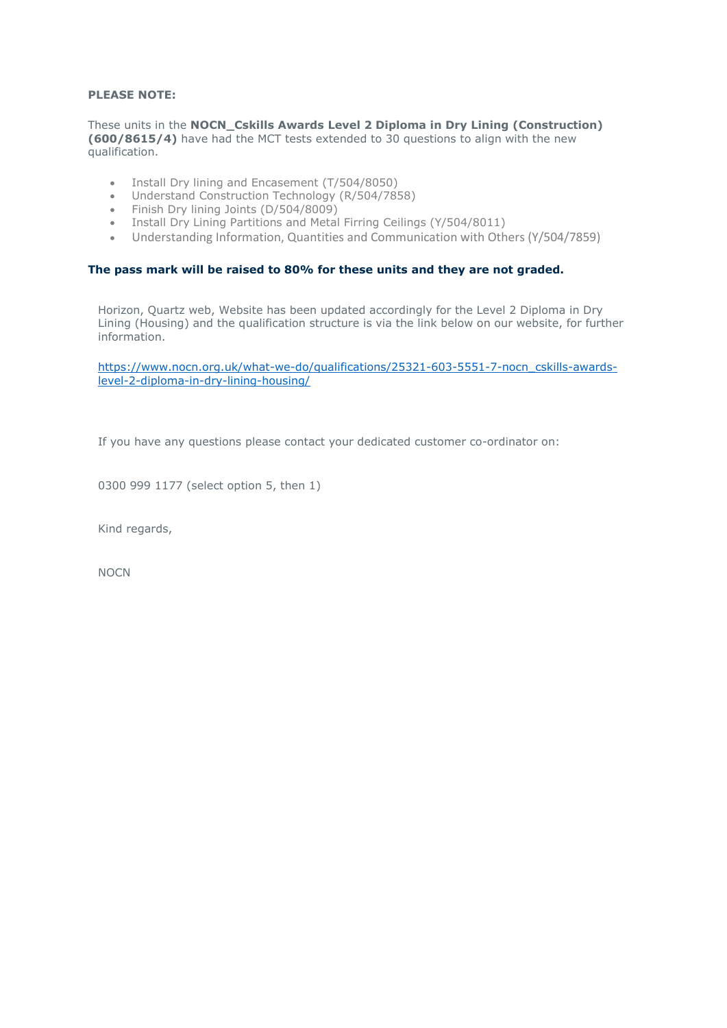**PLEASE NOTE:**

These units in the **NOCN_Cskills Awards Level 2 Diploma in Dry Lining (Construction) (600/8615/4)** have had the MCT tests extended to 30 questions to align with the new qualification.

- Install Dry lining and Encasement (T/504/8050)
- Understand Construction Technology (R/504/7858)
- Finish Dry lining Joints (D/504/8009)
- Install Dry Lining Partitions and Metal Firring Ceilings (Y/504/8011)
- Understanding Information, Quantities and Communication with Others (Y/504/7859)

**The pass mark will be raised to 80% for these units and they are not graded.**

Horizon, Quartz web, Website has been updated accordingly for the Level 2 Diploma in Dry Lining (Housing) and the qualification structure is via the link below on our website, for further information.

https://www.nocn.org.uk/what-we-do/qualifications/25321-603-5551-7-nocn_cskills-awards-level-2-diploma-in-dry-lining-housing/

If you have any questions please contact your dedicated customer co-ordinator on:

0300 999 1177 (select option 5, then 1)

Kind regards,

NOCN